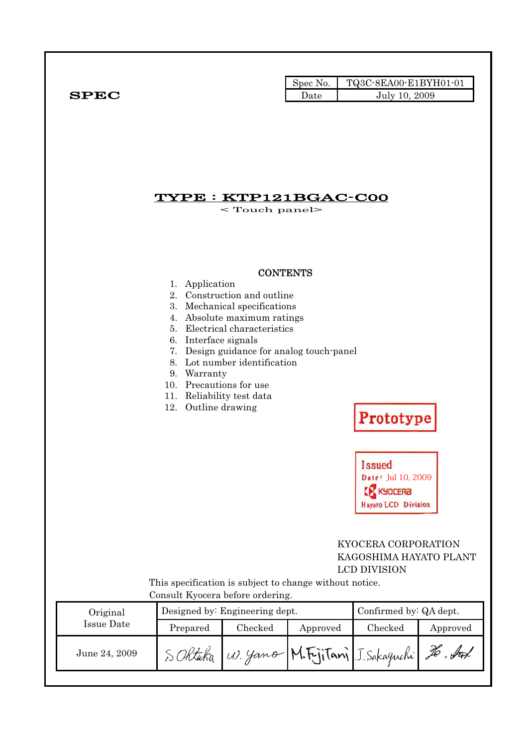**SPEC**

| Spec No. | TQ3C-8EA00-E1BYH01-01 |
|---|---|
| Date | July 10, 2009 |

# TYPE : KTP121BGAC-C00

< Touch panel>

**CONTENTS**

1. Application
2. Construction and outline
3. Mechanical specifications
4. Absolute maximum ratings
5. Electrical characteristics
6. Interface signals
7. Design guidance for analog touch-panel
8. Lot number identification
9. Warranty
10. Precautions for use
11. Reliability test data
12. Outline drawing

Prototype

Issued
Date: Jul 10, 2009
KYOCERA
Hayato LCD Division

KYOCERA CORPORATION
KAGOSHIMA HAYATO PLANT
LCD DIVISION

This specification is subject to change without notice.
Consult Kyocera before ordering.

| Original Issue Date | Designed by: Engineering dept. | | | Confirmed by: QA dept. | |
|---|---|---|---|---|---|
| | Prepared | Checked | Approved | Checked | Approved |
| June 24, 2009 | S. Ohtaka | W. Yano | M. Fujitani | J. Sakaguchi | Ho. Ito |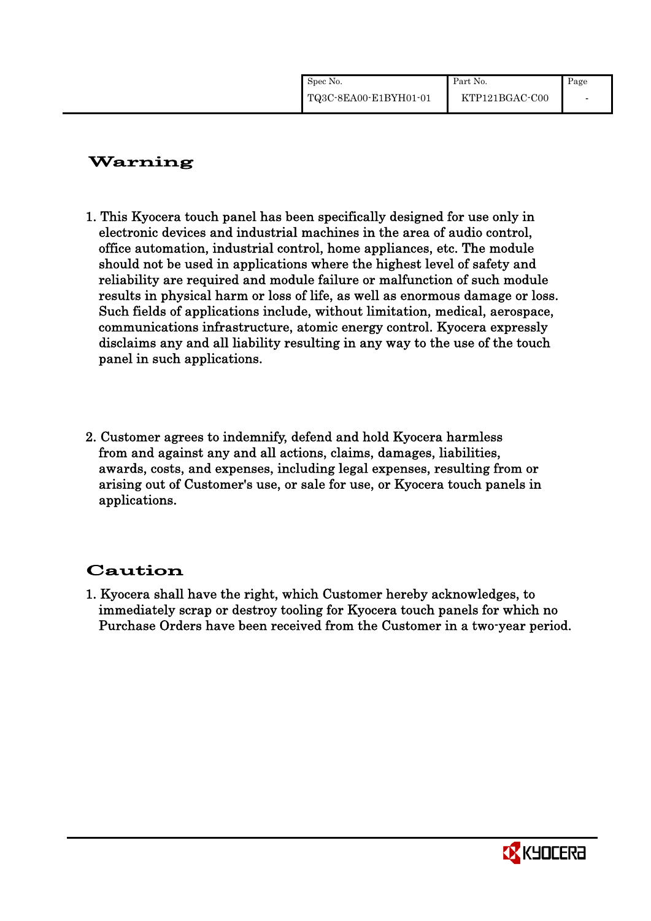## Warning

1. This Kyocera touch panel has been specifically designed for use only in electronic devices and industrial machines in the area of audio control, office automation, industrial control, home appliances, etc. The module should not be used in applications where the highest level of safety and reliability are required and module failure or malfunction of such module results in physical harm or loss of life, as well as enormous damage or loss. Such fields of applications include, without limitation, medical, aerospace, communications infrastructure, atomic energy control. Kyocera expressly disclaims any and all liability resulting in any way to the use of the touch panel in such applications.

2. Customer agrees to indemnify, defend and hold Kyocera harmless from and against any and all actions, claims, damages, liabilities, awards, costs, and expenses, including legal expenses, resulting from or arising out of Customer's use, or sale for use, or Kyocera touch panels in applications.

## Caution

1. Kyocera shall have the right, which Customer hereby acknowledges, to immediately scrap or destroy tooling for Kyocera touch panels for which no Purchase Orders have been received from the Customer in a two-year period.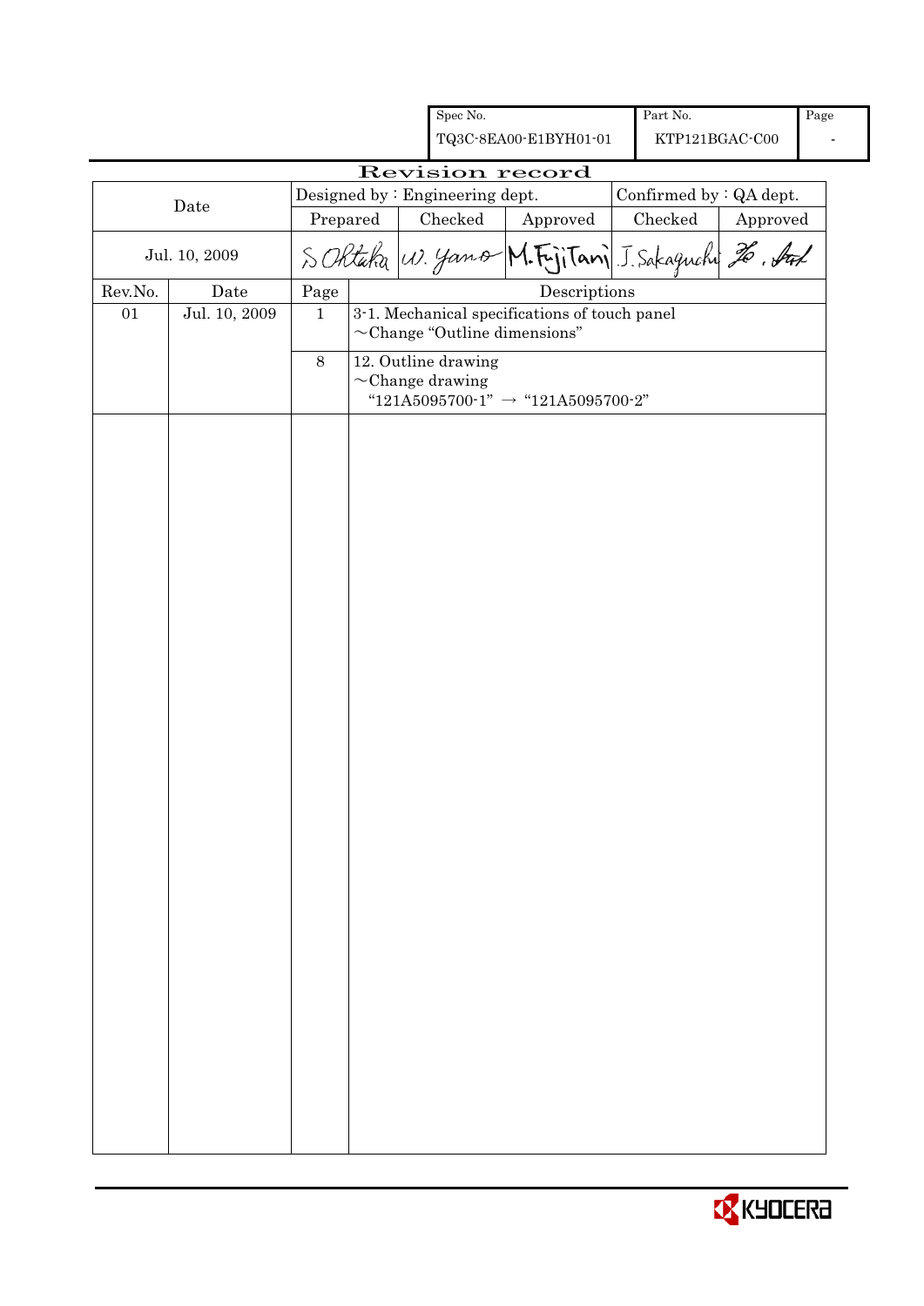| Spec No. | Part No. | Page |
|---|---|---|
| TQ3C-8EA00-E1BYH01-01 | KTP121BGAC-C00 | - |

# Revision record

| Date | Designed by : Engineering dept. | | | Confirmed by : QA dept. | |
|---|---|---|---|---|---|
| | Prepared | Checked | Approved | Checked | Approved |
| Jul. 10, 2009 | S. Ohtaka | W. Yano | M. Fujitani | J. Sakaguchi | (signature) |

| Rev.No. | Date | Page | Descriptions |
|---|---|---|---|
| 01 | Jul. 10, 2009 | 1 | 3-1. Mechanical specifications of touch panel<br>~Change "Outline dimensions" |
| | | 8 | 12. Outline drawing<br>~Change drawing<br>"121A5095700-1" → "121A5095700-2" |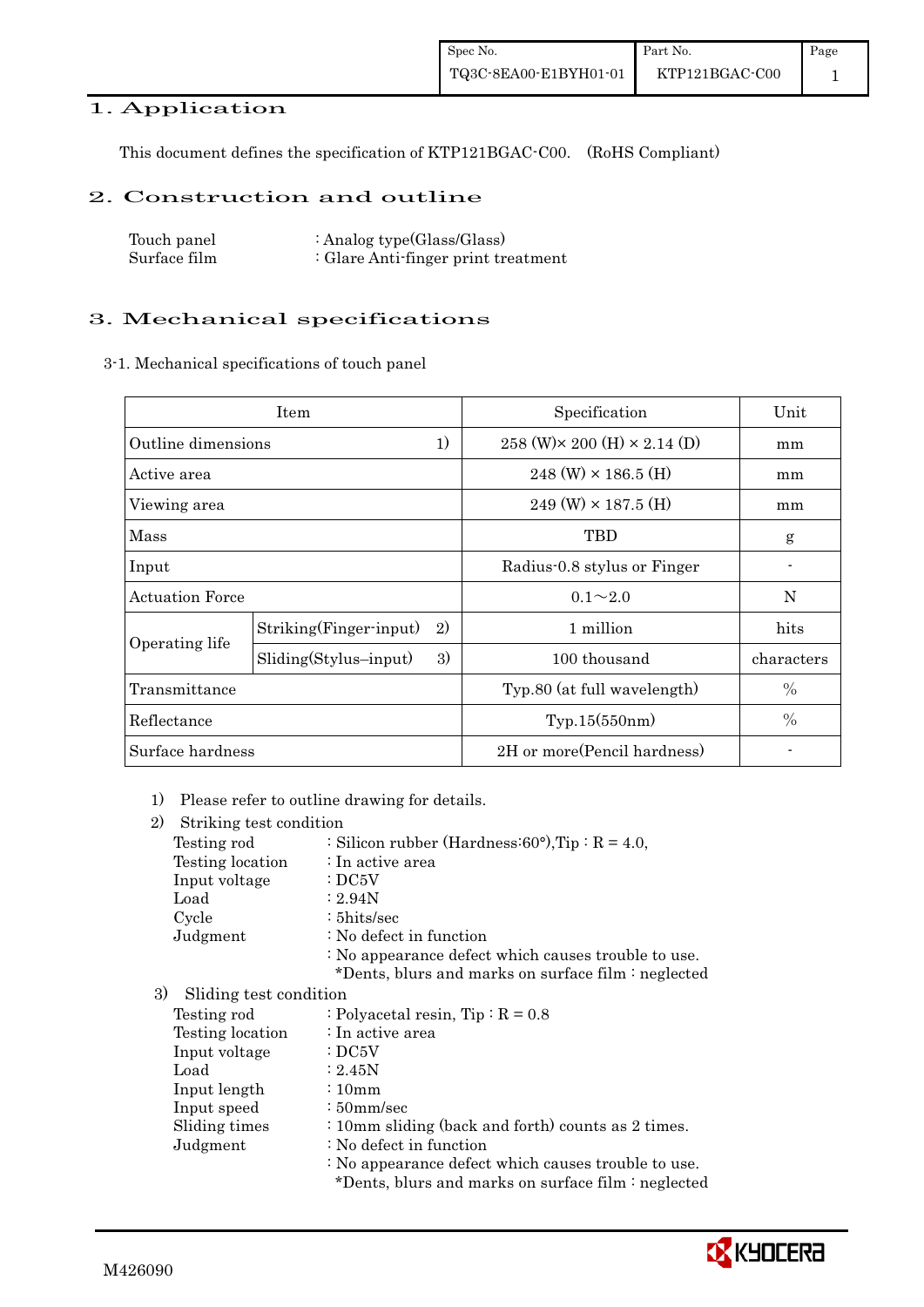# 1. Application

This document defines the specification of KTP121BGAC-C00. (RoHS Compliant)

# 2. Construction and outline

Touch panel : Analog type(Glass/Glass)
Surface film : Glare Anti-finger print treatment

# 3. Mechanical specifications

3-1. Mechanical specifications of touch panel

| Item | | | Specification | Unit |
|---|---|---|---|---|
| Outline dimensions | | 1) | 258 (W)× 200 (H) × 2.14 (D) | mm |
| Active area | | | 248 (W) × 186.5 (H) | mm |
| Viewing area | | | 249 (W) × 187.5 (H) | mm |
| Mass | | | TBD | g |
| Input | | | Radius-0.8 stylus or Finger | - |
| Actuation Force | | | 0.1～2.0 | N |
| Operating life | Striking(Finger-input) | 2) | 1 million | hits |
| | Sliding(Stylus–input) | 3) | 100 thousand | characters |
| Transmittance | | | Typ.80 (at full wavelength) | % |
| Reflectance | | | Typ.15(550nm) | % |
| Surface hardness | | | 2H or more(Pencil hardness) | - |

1) Please refer to outline drawing for details.

2) Striking test condition

- Testing rod : Silicon rubber (Hardness:60°),Tip : R = 4.0,
- Testing location : In active area
- Input voltage : DC5V
- Load : 2.94N
- Cycle : 5hits/sec
- Judgment : No defect in function
  : No appearance defect which causes trouble to use.
  *Dents, blurs and marks on surface film : neglected

3) Sliding test condition

- Testing rod : Polyacetal resin, Tip : R = 0.8
- Testing location : In active area
- Input voltage : DC5V
- Load : 2.45N
- Input length : 10mm
- Input speed : 50mm/sec
- Sliding times : 10mm sliding (back and forth) counts as 2 times.
- Judgment : No defect in function
  : No appearance defect which causes trouble to use.
  *Dents, blurs and marks on surface film : neglected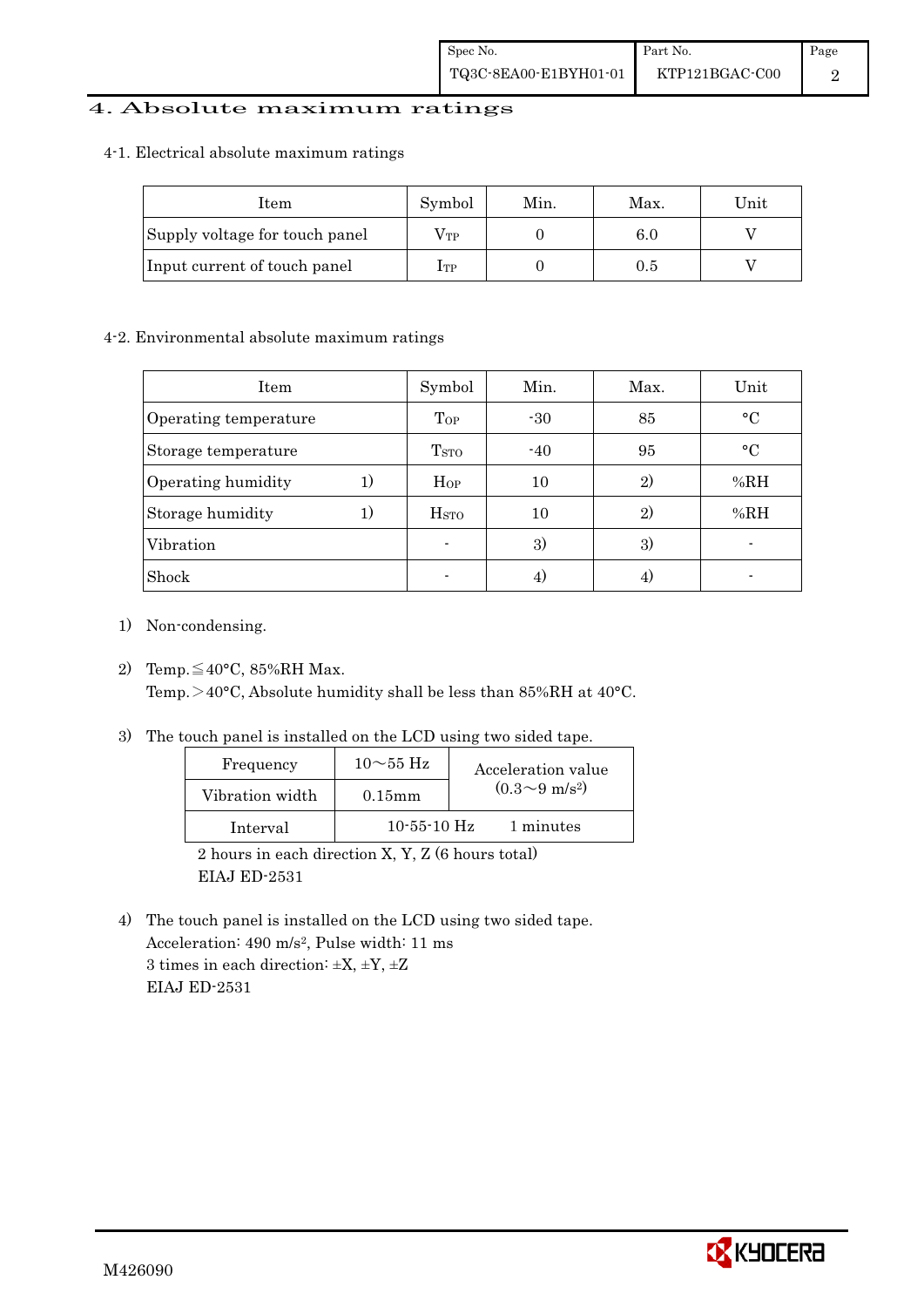# 4. Absolute maximum ratings

## 4-1. Electrical absolute maximum ratings

| Item | Symbol | Min. | Max. | Unit |
|---|---|---|---|---|
| Supply voltage for touch panel | $V_{TP}$ | 0 | 6.0 | V |
| Input current of touch panel | $I_{TP}$ | 0 | 0.5 | V |

## 4-2. Environmental absolute maximum ratings

| Item | Symbol | Min. | Max. | Unit |
|---|---|---|---|---|
| Operating temperature | $T_{OP}$ | -30 | 85 | °C |
| Storage temperature | $T_{STO}$ | -40 | 95 | °C |
| Operating humidity 1) | $H_{OP}$ | 10 | 2) | %RH |
| Storage humidity 1) | $H_{STO}$ | 10 | 2) | %RH |
| Vibration | - | 3) | 3) | - |
| Shock | - | 4) | 4) | - |

1) Non-condensing.

2) Temp.≦40°C, 85%RH Max.
Temp.＞40°C, Absolute humidity shall be less than 85%RH at 40°C.

3) The touch panel is installed on the LCD using two sided tape.

| Frequency | 10～55 Hz | Acceleration value $(0.3\sim9\ m/s^2)$ |
|---|---|---|
| Vibration width | 0.15mm | |
| Interval | 10-55-10 Hz | 1 minutes |

2 hours in each direction X, Y, Z (6 hours total)
EIAJ ED-2531

4) The touch panel is installed on the LCD using two sided tape.
Acceleration: 490 $m/s^2$, Pulse width: 11 ms
3 times in each direction: ±X, ±Y, ±Z
EIAJ ED-2531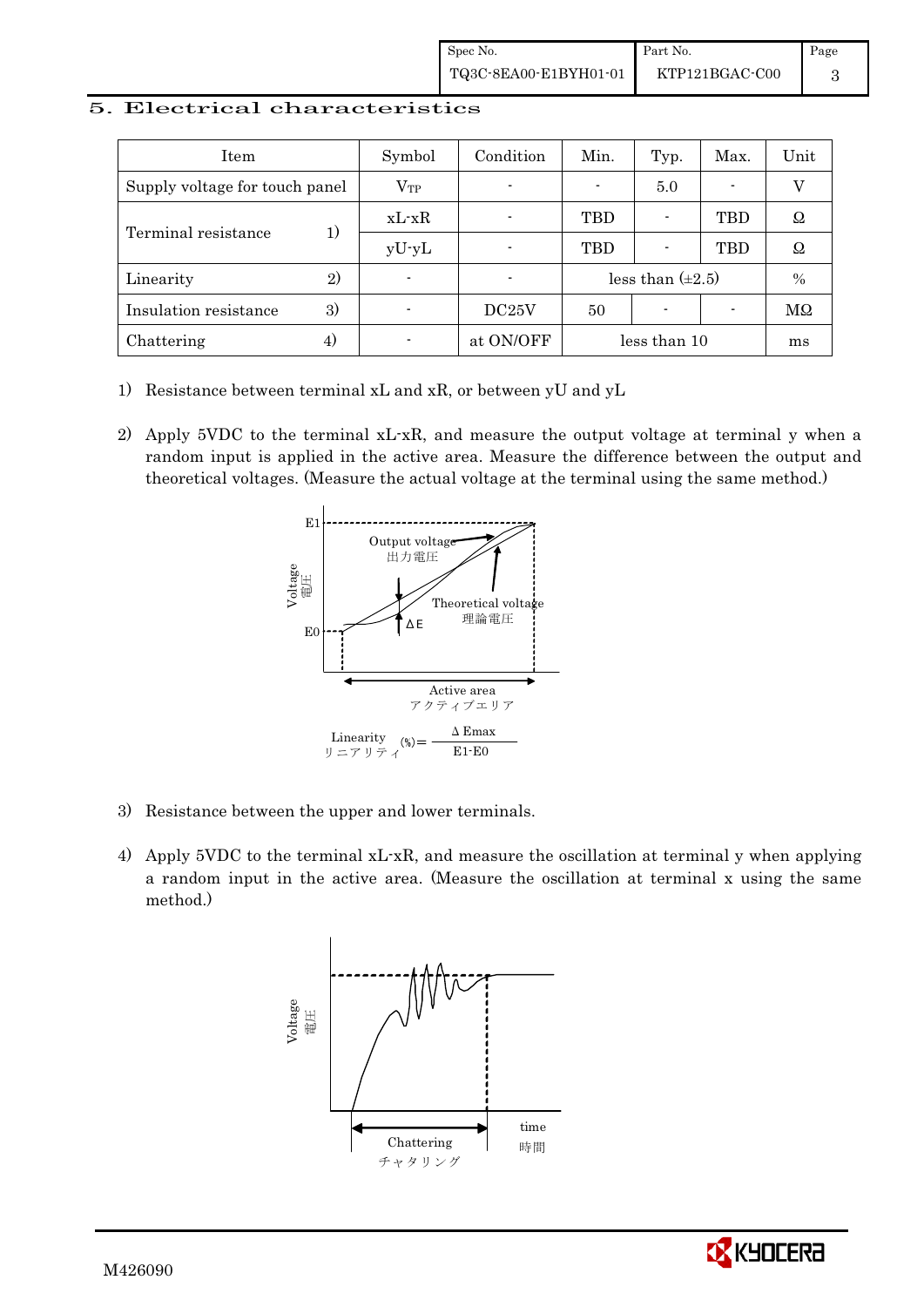## 5. Electrical characteristics

| Item | | Symbol | Condition | Min. | Typ. | Max. | Unit |
|---|---|---|---|---|---|---|---|
| Supply voltage for touch panel | | $V_{TP}$ | - | - | 5.0 | - | V |
| Terminal resistance | 1) | xL-xR | - | TBD | - | TBD | Ω |
| | | yU-yL | - | TBD | - | TBD | Ω |
| Linearity | 2) | - | - | less than (±2.5) | | | % |
| Insulation resistance | 3) | - | DC25V | 50 | - | - | MΩ |
| Chattering | 4) | - | at ON/OFF | less than 10 | | | ms |

1) Resistance between terminal xL and xR, or between yU and yL

2) Apply 5VDC to the terminal xL-xR, and measure the output voltage at terminal y when a random input is applied in the active area. Measure the difference between the output and theoretical voltages. (Measure the actual voltage at the terminal using the same method.)

E1, E0, Voltage 電圧, Output voltage 出力電圧, Theoretical voltage 理論電圧, ΔE, Active area アクティブエリア

$$\text{Linearity (\%)} = \frac{\Delta E_{max}}{E1 - E0}$$

リニアリティ

3) Resistance between the upper and lower terminals.

4) Apply 5VDC to the terminal xL-xR, and measure the oscillation at terminal y when applying a random input in the active area. (Measure the oscillation at terminal x using the same method.)

Voltage 電圧, time 時間, Chattering チャタリング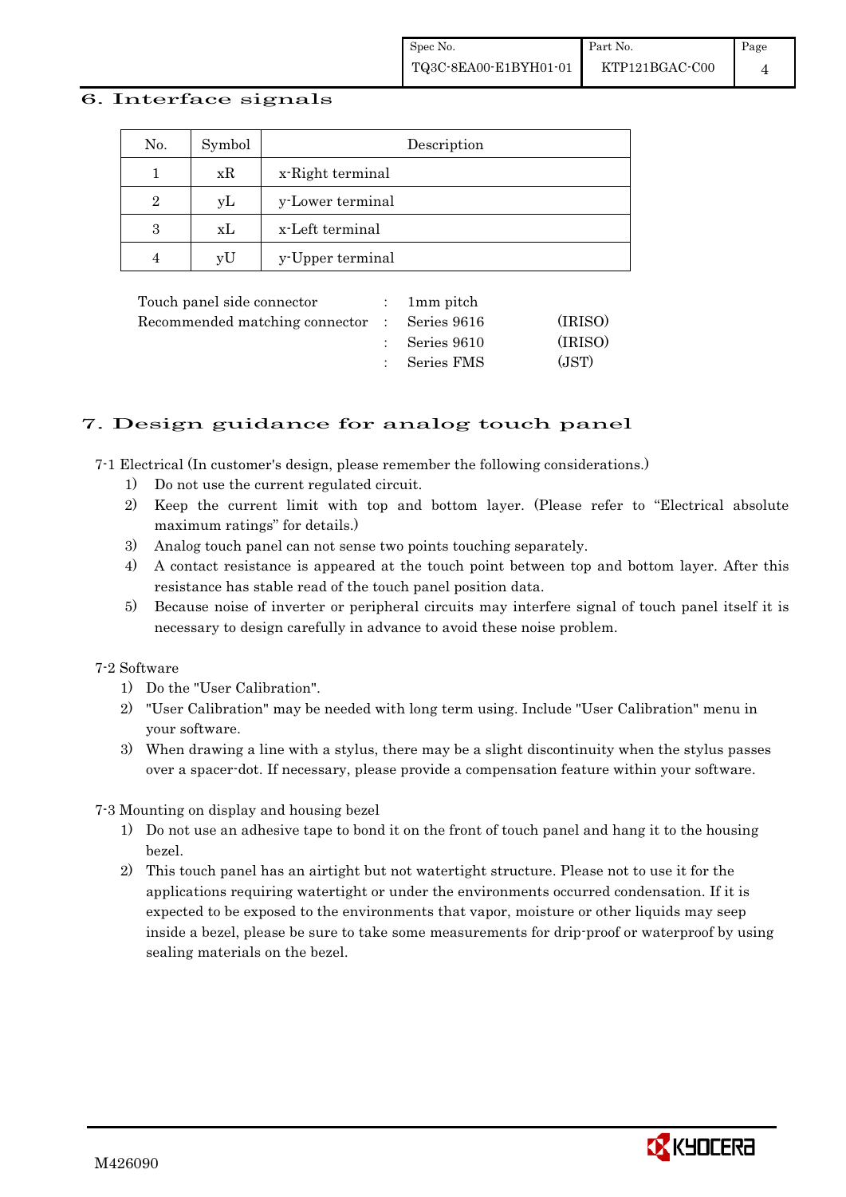## 6. Interface signals

| No. | Symbol | Description |
|---|---|---|
| 1 | xR | x-Right terminal |
| 2 | yL | y-Lower terminal |
| 3 | xL | x-Left terminal |
| 4 | yU | y-Upper terminal |

| | | | |
|---|---|---|---|
| Touch panel side connector | : | 1mm pitch | |
| Recommended matching connector | : | Series 9616 | (IRISO) |
| | : | Series 9610 | (IRISO) |
| | : | Series FMS | (JST) |

## 7. Design guidance for analog touch panel

7-1 Electrical (In customer's design, please remember the following considerations.)

1) Do not use the current regulated circuit.
2) Keep the current limit with top and bottom layer. (Please refer to "Electrical absolute maximum ratings" for details.)
3) Analog touch panel can not sense two points touching separately.
4) A contact resistance is appeared at the touch point between top and bottom layer. After this resistance has stable read of the touch panel position data.
5) Because noise of inverter or peripheral circuits may interfere signal of touch panel itself it is necessary to design carefully in advance to avoid these noise problem.

7-2 Software

1) Do the "User Calibration".
2) "User Calibration" may be needed with long term using. Include "User Calibration" menu in your software.
3) When drawing a line with a stylus, there may be a slight discontinuity when the stylus passes over a spacer-dot. If necessary, please provide a compensation feature within your software.

7-3 Mounting on display and housing bezel

1) Do not use an adhesive tape to bond it on the front of touch panel and hang it to the housing bezel.
2) This touch panel has an airtight but not watertight structure. Please not to use it for the applications requiring watertight or under the environments occurred condensation. If it is expected to be exposed to the environments that vapor, moisture or other liquids may seep inside a bezel, please be sure to take some measurements for drip-proof or waterproof by using sealing materials on the bezel.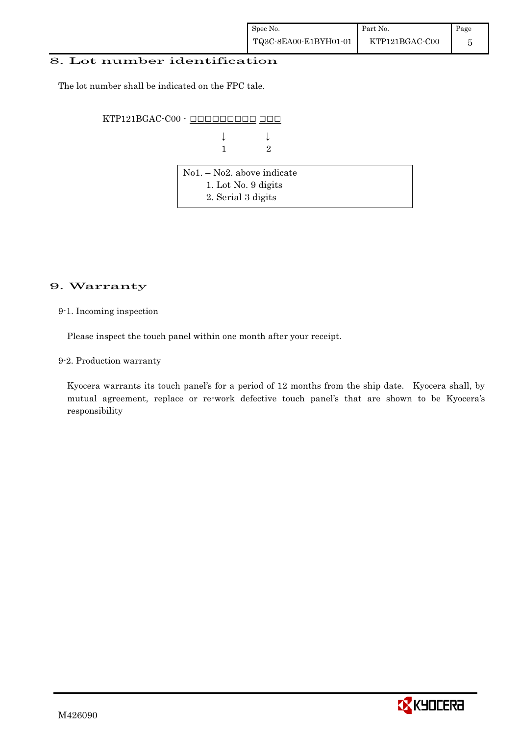## 8. Lot number identification

The lot number shall be indicated on the FPC tale.

```
KTP121BGAC-C00 - □□□□□□□□□ □□□
                     ↓        ↓
                     1        2
```

| No1. – No2. above indicate |
|---|
| 1. Lot No. 9 digits |
| 2. Serial 3 digits |

## 9. Warranty

9-1. Incoming inspection

Please inspect the touch panel within one month after your receipt.

9-2. Production warranty

Kyocera warrants its touch panel's for a period of 12 months from the ship date. Kyocera shall, by mutual agreement, replace or re-work defective touch panel's that are shown to be Kyocera's responsibility

M426090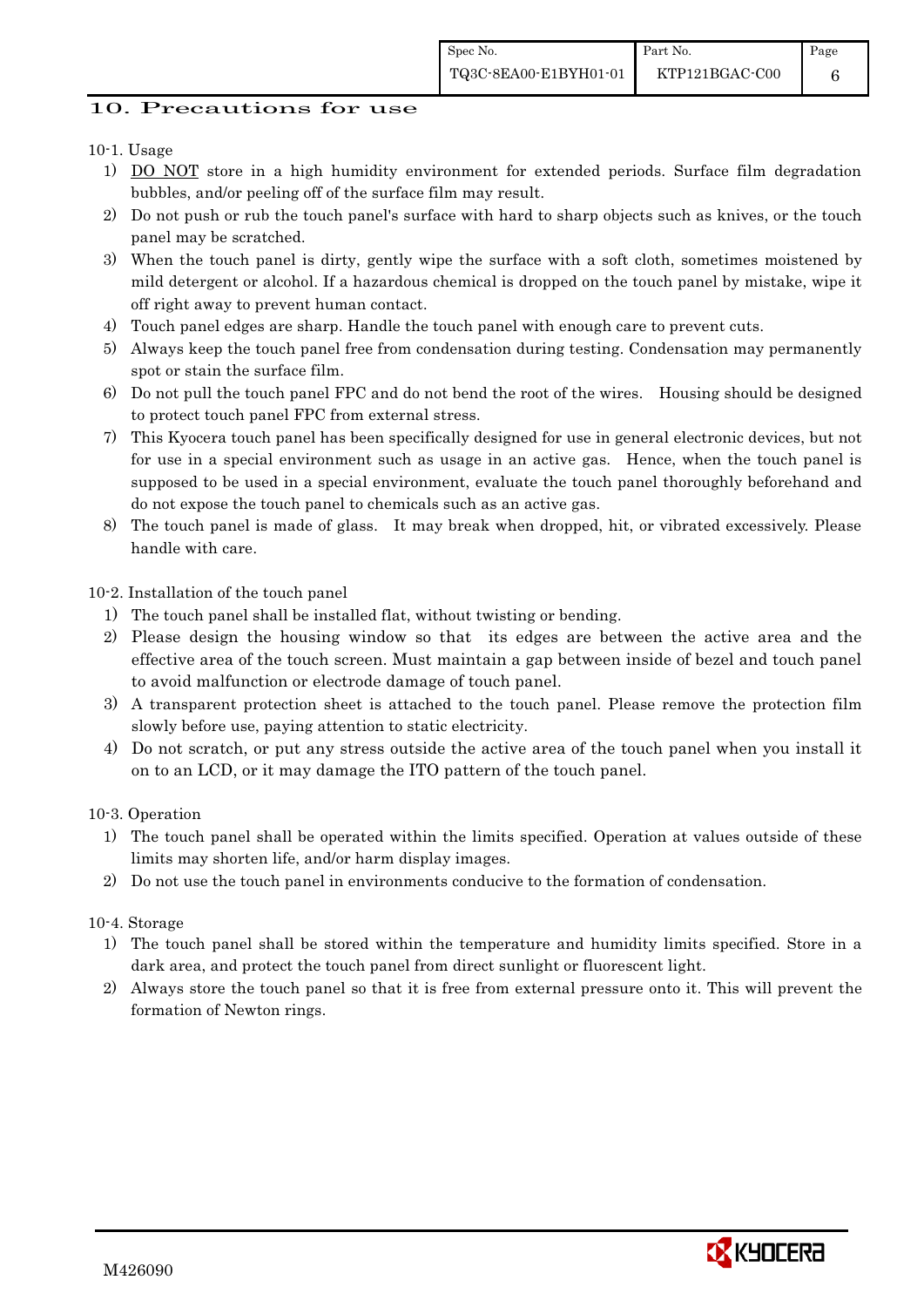## 10. Precautions for use

10-1. Usage

1) DO NOT store in a high humidity environment for extended periods. Surface film degradation bubbles, and/or peeling off of the surface film may result.
2) Do not push or rub the touch panel's surface with hard to sharp objects such as knives, or the touch panel may be scratched.
3) When the touch panel is dirty, gently wipe the surface with a soft cloth, sometimes moistened by mild detergent or alcohol. If a hazardous chemical is dropped on the touch panel by mistake, wipe it off right away to prevent human contact.
4) Touch panel edges are sharp. Handle the touch panel with enough care to prevent cuts.
5) Always keep the touch panel free from condensation during testing. Condensation may permanently spot or stain the surface film.
6) Do not pull the touch panel FPC and do not bend the root of the wires. Housing should be designed to protect touch panel FPC from external stress.
7) This Kyocera touch panel has been specifically designed for use in general electronic devices, but not for use in a special environment such as usage in an active gas. Hence, when the touch panel is supposed to be used in a special environment, evaluate the touch panel thoroughly beforehand and do not expose the touch panel to chemicals such as an active gas.
8) The touch panel is made of glass. It may break when dropped, hit, or vibrated excessively. Please handle with care.

10-2. Installation of the touch panel

1) The touch panel shall be installed flat, without twisting or bending.
2) Please design the housing window so that its edges are between the active area and the effective area of the touch screen. Must maintain a gap between inside of bezel and touch panel to avoid malfunction or electrode damage of touch panel.
3) A transparent protection sheet is attached to the touch panel. Please remove the protection film slowly before use, paying attention to static electricity.
4) Do not scratch, or put any stress outside the active area of the touch panel when you install it on to an LCD, or it may damage the ITO pattern of the touch panel.

10-3. Operation

1) The touch panel shall be operated within the limits specified. Operation at values outside of these limits may shorten life, and/or harm display images.
2) Do not use the touch panel in environments conducive to the formation of condensation.

10-4. Storage

1) The touch panel shall be stored within the temperature and humidity limits specified. Store in a dark area, and protect the touch panel from direct sunlight or fluorescent light.
2) Always store the touch panel so that it is free from external pressure onto it. This will prevent the formation of Newton rings.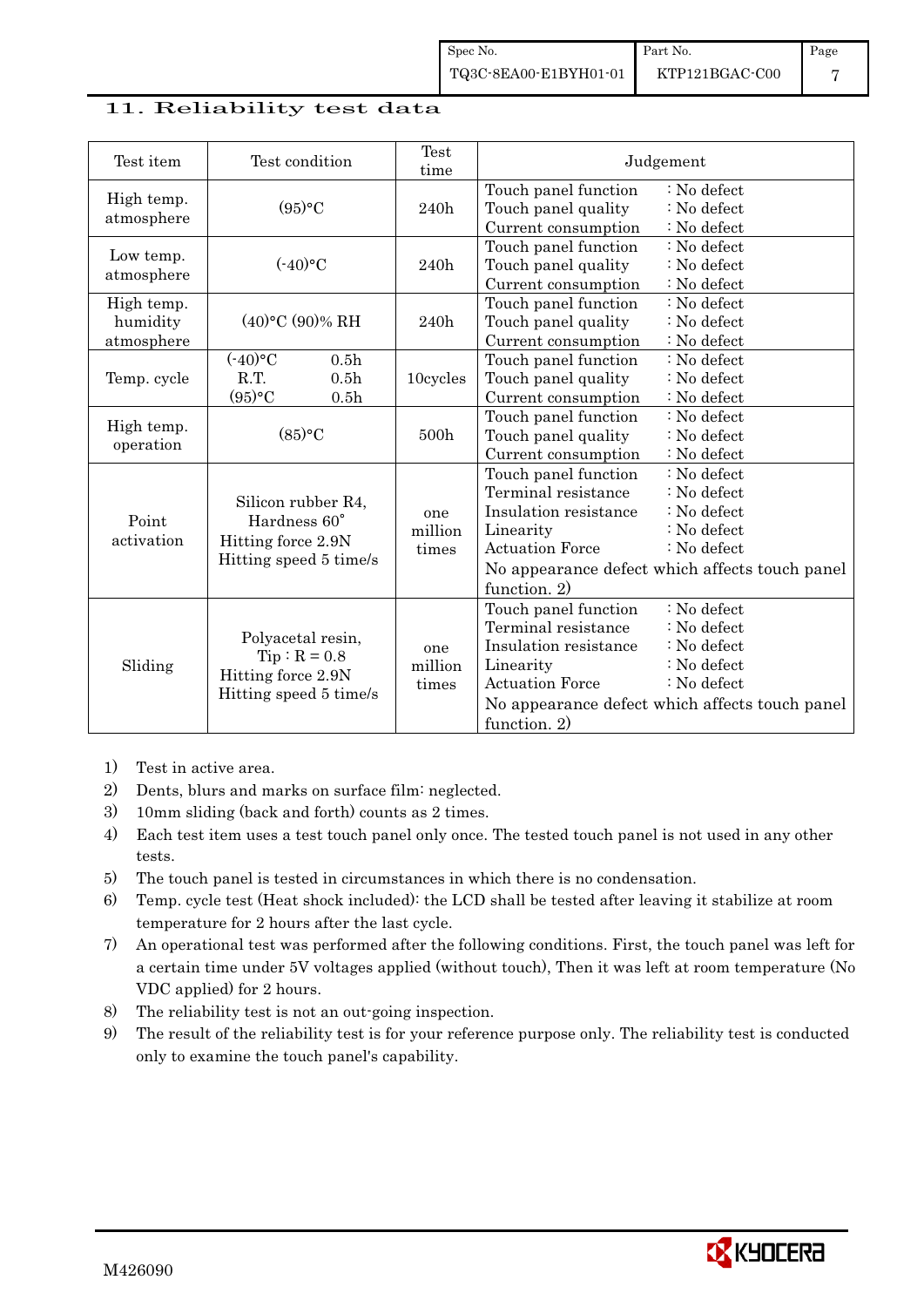## 11. Reliability test data

| Test item | Test condition | Test time | Judgement |
|---|---|---|---|
| High temp. atmosphere | (95)°C | 240h | Touch panel function : No defect<br>Touch panel quality : No defect<br>Current consumption : No defect |
| Low temp. atmosphere | (-40)°C | 240h | Touch panel function : No defect<br>Touch panel quality : No defect<br>Current consumption : No defect |
| High temp. humidity atmosphere | (40)°C (90)% RH | 240h | Touch panel function : No defect<br>Touch panel quality : No defect<br>Current consumption : No defect |
| Temp. cycle | (-40)°C 0.5h<br>R.T. 0.5h<br>(95)°C 0.5h | 10cycles | Touch panel function : No defect<br>Touch panel quality : No defect<br>Current consumption : No defect |
| High temp. operation | (85)°C | 500h | Touch panel function : No defect<br>Touch panel quality : No defect<br>Current consumption : No defect |
| Point activation | Silicon rubber R4, Hardness 60°<br>Hitting force 2.9N<br>Hitting speed 5 time/s | one million times | Touch panel function : No defect<br>Terminal resistance : No defect<br>Insulation resistance : No defect<br>Linearity : No defect<br>Actuation Force : No defect<br>No appearance defect which affects touch panel function. 2) |
| Sliding | Polyacetal resin, Tip : R = 0.8<br>Hitting force 2.9N<br>Hitting speed 5 time/s | one million times | Touch panel function : No defect<br>Terminal resistance : No defect<br>Insulation resistance : No defect<br>Linearity : No defect<br>Actuation Force : No defect<br>No appearance defect which affects touch panel function. 2) |

1) Test in active area.
2) Dents, blurs and marks on surface film: neglected.
3) 10mm sliding (back and forth) counts as 2 times.
4) Each test item uses a test touch panel only once. The tested touch panel is not used in any other tests.
5) The touch panel is tested in circumstances in which there is no condensation.
6) Temp. cycle test (Heat shock included): the LCD shall be tested after leaving it stabilize at room temperature for 2 hours after the last cycle.
7) An operational test was performed after the following conditions. First, the touch panel was left for a certain time under 5V voltages applied (without touch), Then it was left at room temperature (No VDC applied) for 2 hours.
8) The reliability test is not an out-going inspection.
9) The result of the reliability test is for your reference purpose only. The reliability test is conducted only to examine the touch panel's capability.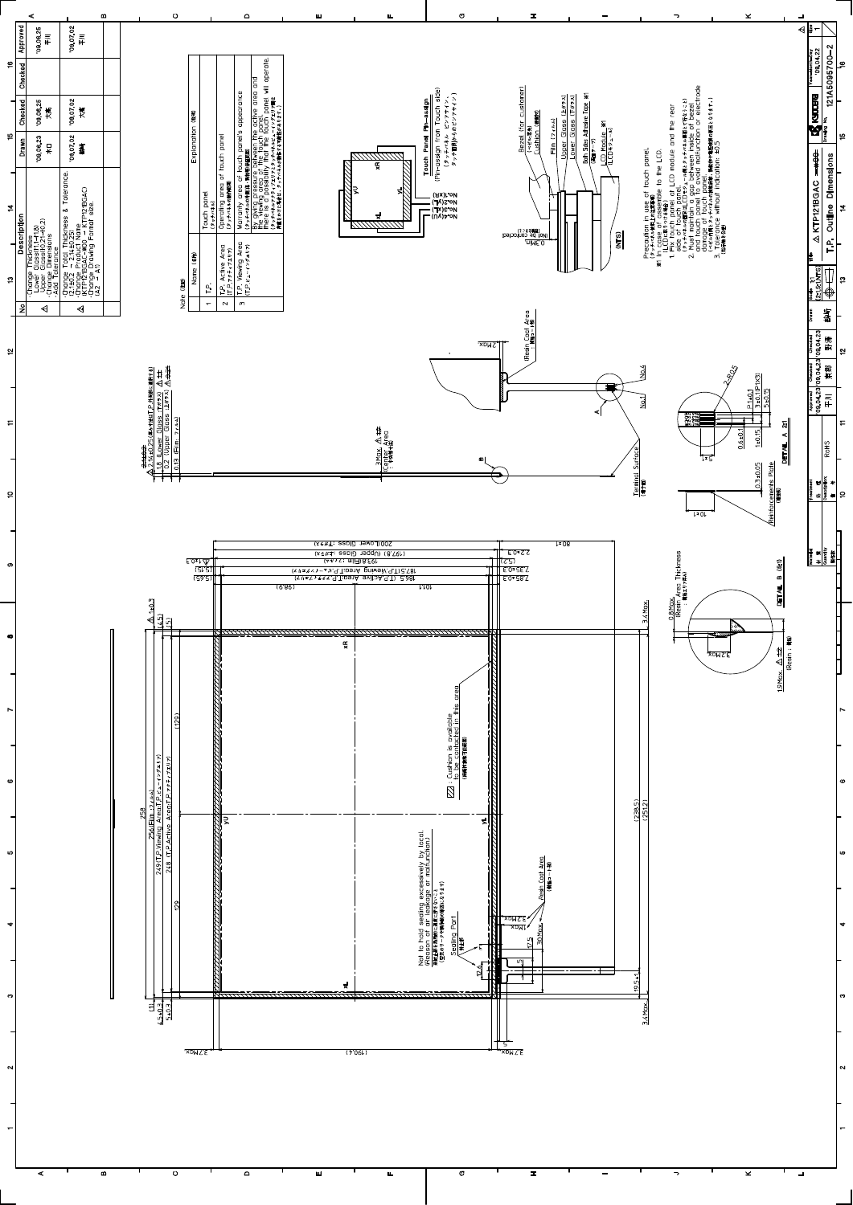| No | Description | Drawn | Checked | Checked | Approved |
|---|---|---|---|---|---|
| △ | Change Thickness<br>Lower Glass(1.1→1.8)<br>Upper Glass(0.2→0.2)<br>Change Dimensions<br>Add Tolerance | '08,06,23<br>木口 | '08,06,25<br>大高 | | '08,06,25<br>平川 |
| △ | Change Total Thickness & Tolerance<br>(2.1±0.2 → 2.14±0.25)<br>Change Product Name<br>(KTP121BGAC-#00 → KTP121BGAC)<br>Change Drawing Format size.<br>(A2 → A1) | '09,07,02<br>藤崎 | '09,07,02<br>大高 | | '09,07,02<br>平川 |

Note (注記)

| | Name (名称) | Explanation (説明) |
|---|---|---|
| 1 | T.P. | Touch panel<br>(タッチパネル) |
| 2 | T.P. Active Area<br>(T.P.アクティブエリア) | Operating area of touch panel<br>(タッチパネル動作範囲) |
| 3 | T.P. Viewing Area<br>(T.P.ビューイングエリア) | Warranty area of touch panel's appearance<br>(タッチパネル外観保証範囲)<br>By giving pressure between the active area and the viewing area of the touch panel, there is a possibility that the touch panel will operate.<br>(タッチパネルアクティブエリアとビューイングエリアの間に荷重を加えた場合、タッチパネルが動作する可能性があります。) |

**Touch Panel Pin-assign** (Pin-assign from Touch side)
(タッチパネル ピンアサイン、タッチ面側からのピンアサイン)

No.1(XR)
No.2(YU)
No.3(XL)
No.4(YL)

Bezel (for customer) (ベゼル(客先))
Cushion (緩衝材)
Film (フィルム)
Upper Glass (上ガラス)
Lower Glass (下ガラス)
Soft Side Adhesive Tape ※1 (両面テープ)
LCD Module ※1 (LCDモジュール)

0.3Min (Not be contacted) (接触禁止)

(NTS)

Precaution in use of touch panel. (タッチパネル使用上の注意事項)
※ In case of assemble to the LCD. (LCDに組み込む場合)
1. Fix touch panel of LCD module and the rear side of touch panel.
2. Must maintain a gap between inside of bezel and touch panel to avoid malfunction or electrode damage of touch panel.
3. Tolerance without indication: ±0.5 (指示なき公差)

△ 2.14±0.25(Resin Area Thickness) (樹脂部の厚さ)
1.8 (Lower Glass (下ガラス)) △
0.2 (Upper Glass (上ガラス)) △
0.13 (Film (フィルム))

3Max △ (Center Area) (中央部)

Resin Coat Area (樹脂コート範囲)
2Max

No.4
No.1
A

2-R0.5
P1±0.1
1±0.15
5±0.5
0.6±0.1
3±0.1(P1X3)
0.3±0.05
(Reinforcements Plate (補強板))
10±1
Terminal Surface (端子面)

DETAIL A 2/1

0.8Max (Resin Area Thickness (樹脂部の厚さ))
0.2Max
1.5Max △ (Resin (樹脂))
DETAIL B (6/1)

200(Lower Glass (下ガラス))
(197.8) (Upper Glass (上ガラス))
193.8(Film (フィルム))
187.5(T.P. Viewing Area (T.P.ビューイングエリア))
186.5 (T.P. Active Area (T.P.アクティブエリア))
(98.9)
101.1
2.2±0.3
(5)
7.35±0.3
7.85±0.3
80±1
(5.65)
(5.45)
1±0.3

258
256(Film (フィルム))
249(T.P. Viewing Area (T.P.ビューイングエリア))
248 (T.P. Active Area (T.P.アクティブエリア))
129
(129)
(1)
4.5±0.3
5±0.3
△ 1±0.3
(4.5)
(5)

xR
yU
yL
xL

Cushion is available to be contacted in this area (緩衝材接触可能範囲)

Not to hold sealing excessively by local. (Reason of air leakage or malfunction) (部分的に過度の荷重をかけないこと)
Sealing Part (封止部)
Resin Coat Area (樹脂コート範囲)
2.7Max
0.7Max
3.0Max
12.6
17.5
15
19.5±1
(238.5)
(251.2)
3.4Max
3.4Max
3.7Max
(190.4)
3.7Max

| Scale | Unit | 3rd Angle | Title |
|---|---|---|---|
| (2:1) (NTS) | mm | ⊕ | △ KTP121BGAC —#00— T.P. Outline Dimensions |

| Approved | Checked | Checked | Drawn |
|---|---|---|---|
| '09,04,23<br>平川 | '09,04,23<br>大高 | '09,04,23<br>大高 | 藤崎 |

Drawing No. 121A5095700-2
Issue Date '09,04,22
Sheet 1/1
RoHS
KYOCERA